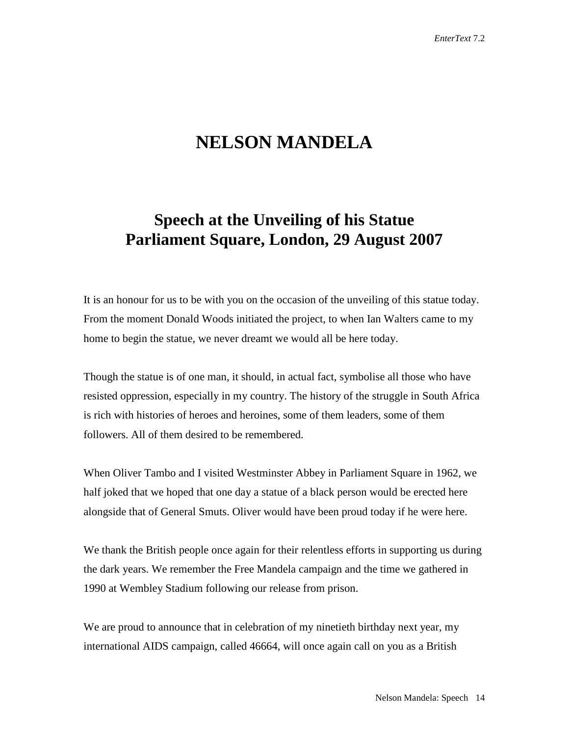# NELSON MANDELA

## Speech at the Unveiling of his Statue
## Parliament Square, London, 29 August 2007

It is an honour for us to be with you on the occasion of the unveiling of this statue today. From the moment Donald Woods initiated the project, to when Ian Walters came to my home to begin the statue, we never dreamt we would all be here today.

Though the statue is of one man, it should, in actual fact, symbolise all those who have resisted oppression, especially in my country. The history of the struggle in South Africa is rich with histories of heroes and heroines, some of them leaders, some of them followers. All of them desired to be remembered.

When Oliver Tambo and I visited Westminster Abbey in Parliament Square in 1962, we half joked that we hoped that one day a statue of a black person would be erected here alongside that of General Smuts. Oliver would have been proud today if he were here.

We thank the British people once again for their relentless efforts in supporting us during the dark years. We remember the Free Mandela campaign and the time we gathered in 1990 at Wembley Stadium following our release from prison.

We are proud to announce that in celebration of my ninetieth birthday next year, my international AIDS campaign, called 46664, will once again call on you as a British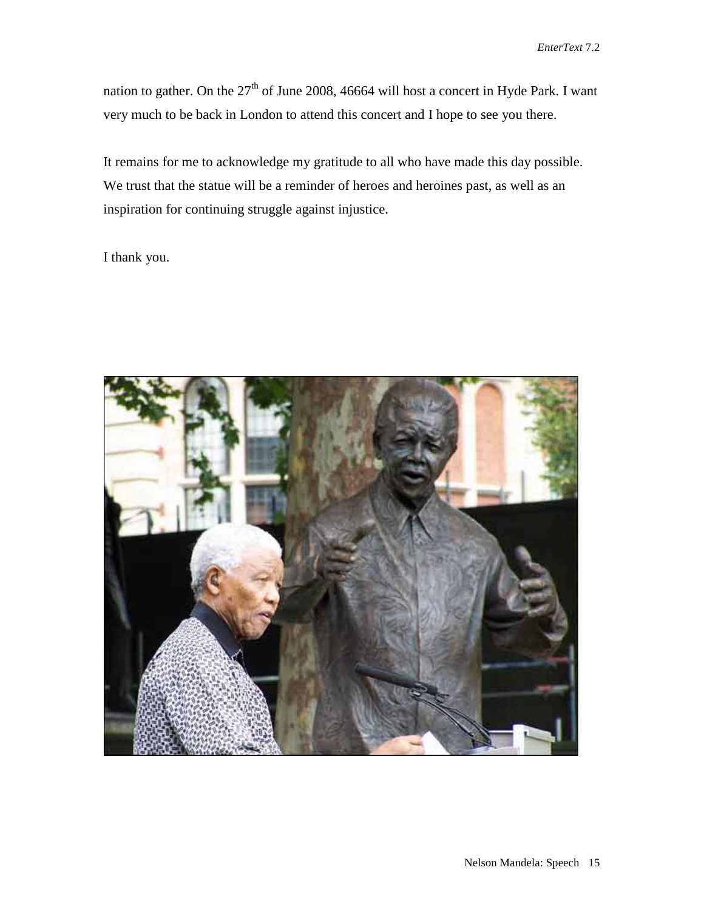nation to gather. On the 27th of June 2008, 46664 will host a concert in Hyde Park. I want very much to be back in London to attend this concert and I hope to see you there.

It remains for me to acknowledge my gratitude to all who have made this day possible. We trust that the statue will be a reminder of heroes and heroines past, as well as an inspiration for continuing struggle against injustice.

I thank you.